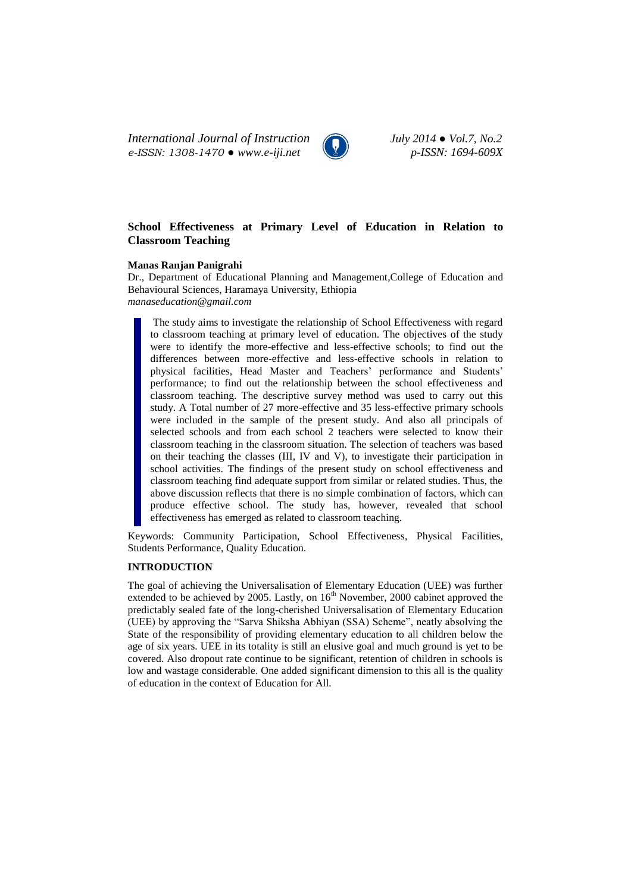# School Effectiveness at Primary Level of Education in Relation to Classroom Teaching

**Manas Ranjan Panigrahi**

Dr., Department of Educational Planning and Management,College of Education and Behavioural Sciences, Haramaya University, Ethiopia
*manaseducation@gmail.com*

> The study aims to investigate the relationship of School Effectiveness with regard to classroom teaching at primary level of education. The objectives of the study were to identify the more-effective and less-effective schools; to find out the differences between more-effective and less-effective schools in relation to physical facilities, Head Master and Teachers' performance and Students' performance; to find out the relationship between the school effectiveness and classroom teaching. The descriptive survey method was used to carry out this study. A Total number of 27 more-effective and 35 less-effective primary schools were included in the sample of the present study. And also all principals of selected schools and from each school 2 teachers were selected to know their classroom teaching in the classroom situation. The selection of teachers was based on their teaching the classes (III, IV and V), to investigate their participation in school activities. The findings of the present study on school effectiveness and classroom teaching find adequate support from similar or related studies. Thus, the above discussion reflects that there is no simple combination of factors, which can produce effective school. The study has, however, revealed that school effectiveness has emerged as related to classroom teaching.

Keywords: Community Participation, School Effectiveness, Physical Facilities, Students Performance, Quality Education.

## INTRODUCTION

The goal of achieving the Universalisation of Elementary Education (UEE) was further extended to be achieved by 2005. Lastly, on 16th November, 2000 cabinet approved the predictably sealed fate of the long-cherished Universalisation of Elementary Education (UEE) by approving the "Sarva Shiksha Abhiyan (SSA) Scheme", neatly absolving the State of the responsibility of providing elementary education to all children below the age of six years. UEE in its totality is still an elusive goal and much ground is yet to be covered. Also dropout rate continue to be significant, retention of children in schools is low and wastage considerable. One added significant dimension to this all is the quality of education in the context of Education for All.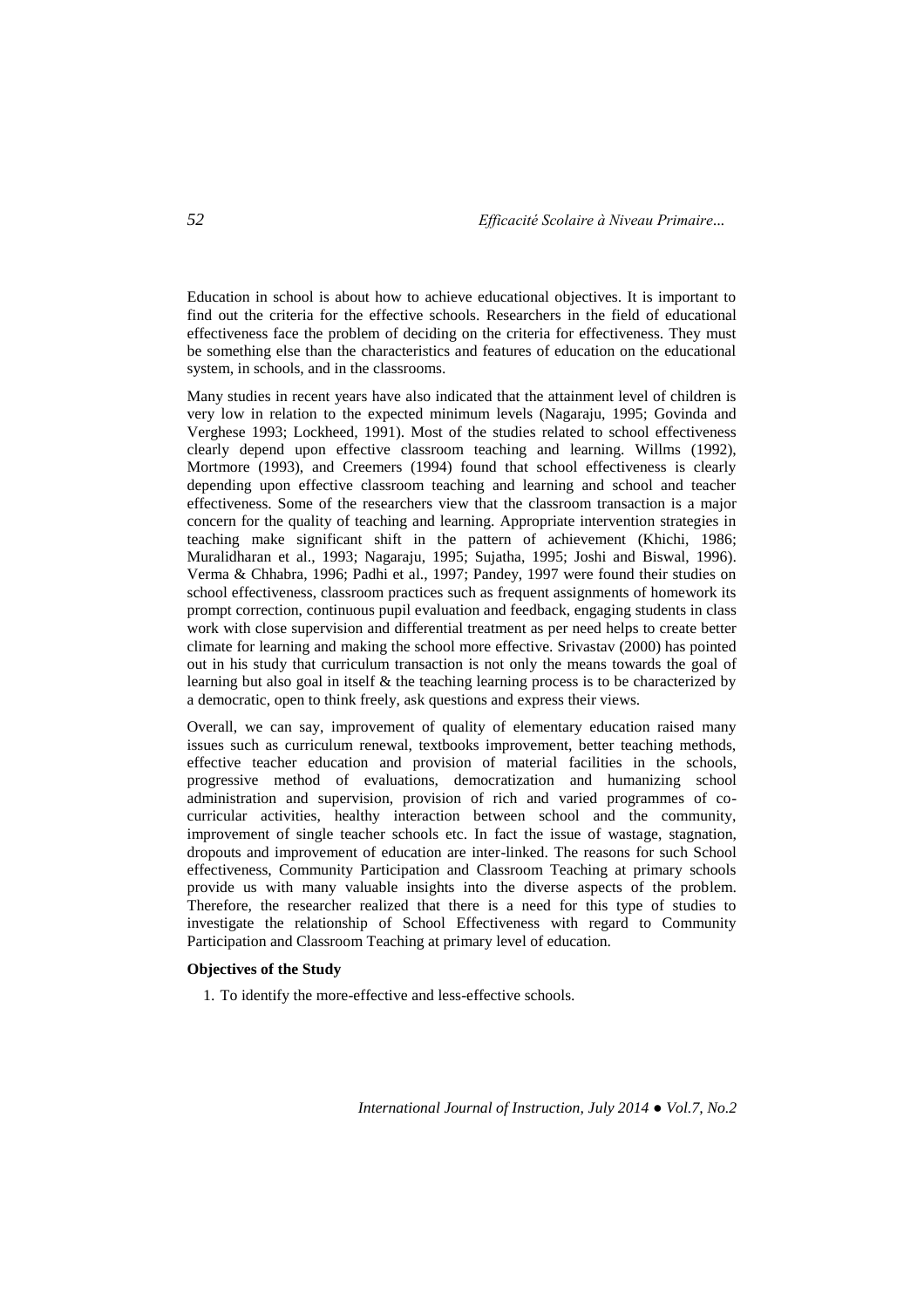Education in school is about how to achieve educational objectives. It is important to find out the criteria for the effective schools. Researchers in the field of educational effectiveness face the problem of deciding on the criteria for effectiveness. They must be something else than the characteristics and features of education on the educational system, in schools, and in the classrooms.

Many studies in recent years have also indicated that the attainment level of children is very low in relation to the expected minimum levels (Nagaraju, 1995; Govinda and Verghese 1993; Lockheed, 1991). Most of the studies related to school effectiveness clearly depend upon effective classroom teaching and learning. Willms (1992), Mortmore (1993), and Creemers (1994) found that school effectiveness is clearly depending upon effective classroom teaching and learning and school and teacher effectiveness. Some of the researchers view that the classroom transaction is a major concern for the quality of teaching and learning. Appropriate intervention strategies in teaching make significant shift in the pattern of achievement (Khichi, 1986; Muralidharan et al., 1993; Nagaraju, 1995; Sujatha, 1995; Joshi and Biswal, 1996). Verma & Chhabra, 1996; Padhi et al., 1997; Pandey, 1997 were found their studies on school effectiveness, classroom practices such as frequent assignments of homework its prompt correction, continuous pupil evaluation and feedback, engaging students in class work with close supervision and differential treatment as per need helps to create better climate for learning and making the school more effective. Srivastav (2000) has pointed out in his study that curriculum transaction is not only the means towards the goal of learning but also goal in itself & the teaching learning process is to be characterized by a democratic, open to think freely, ask questions and express their views.

Overall, we can say, improvement of quality of elementary education raised many issues such as curriculum renewal, textbooks improvement, better teaching methods, effective teacher education and provision of material facilities in the schools, progressive method of evaluations, democratization and humanizing school administration and supervision, provision of rich and varied programmes of co-curricular activities, healthy interaction between school and the community, improvement of single teacher schools etc. In fact the issue of wastage, stagnation, dropouts and improvement of education are inter-linked. The reasons for such School effectiveness, Community Participation and Classroom Teaching at primary schools provide us with many valuable insights into the diverse aspects of the problem. Therefore, the researcher realized that there is a need for this type of studies to investigate the relationship of School Effectiveness with regard to Community Participation and Classroom Teaching at primary level of education.

**Objectives of the Study**

1. To identify the more-effective and less-effective schools.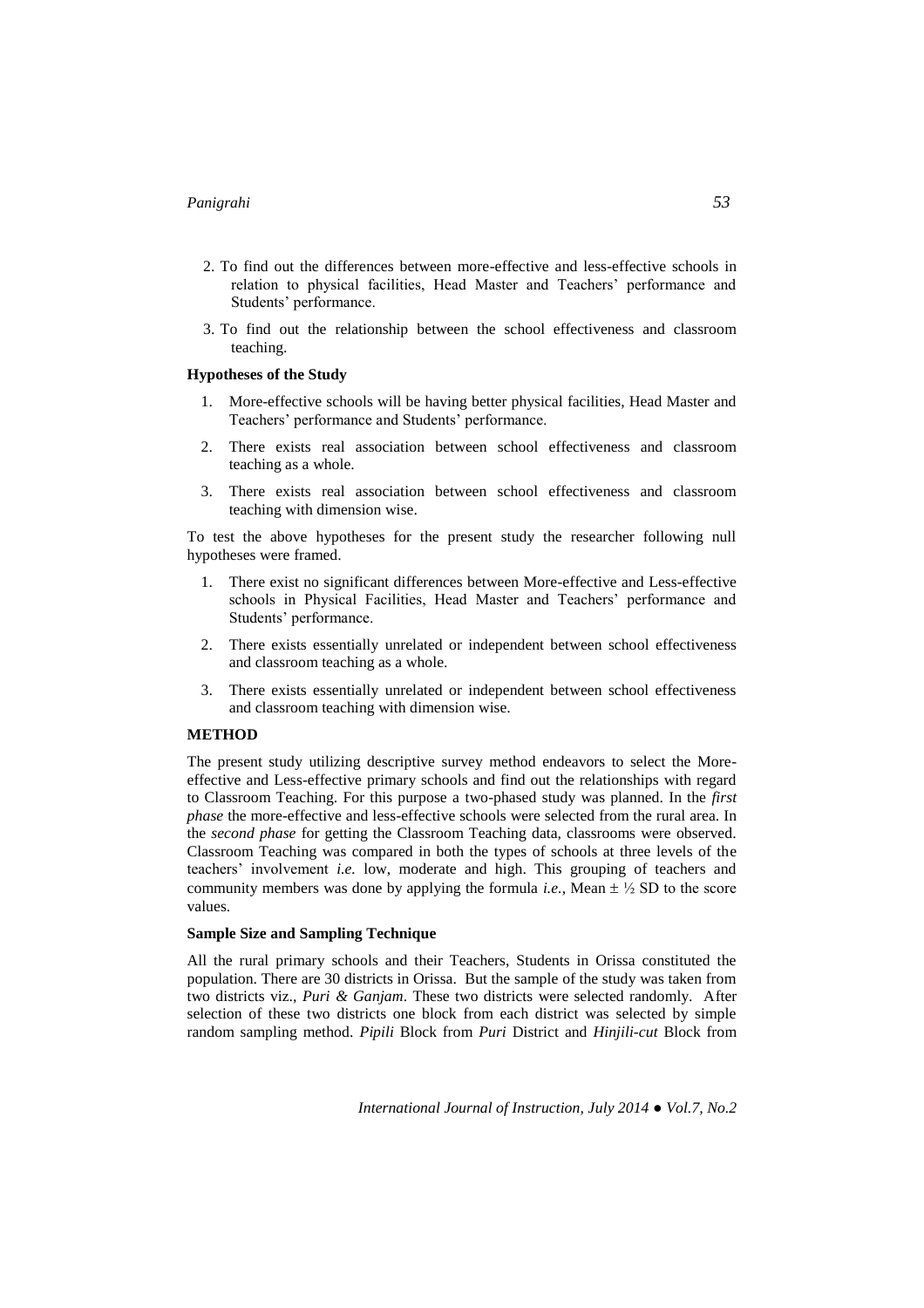2. To find out the differences between more-effective and less-effective schools in relation to physical facilities, Head Master and Teachers' performance and Students' performance.

3. To find out the relationship between the school effectiveness and classroom teaching.

**Hypotheses of the Study**

1. More-effective schools will be having better physical facilities, Head Master and Teachers' performance and Students' performance.
2. There exists real association between school effectiveness and classroom teaching as a whole.
3. There exists real association between school effectiveness and classroom teaching with dimension wise.

To test the above hypotheses for the present study the researcher following null hypotheses were framed.

1. There exist no significant differences between More-effective and Less-effective schools in Physical Facilities, Head Master and Teachers' performance and Students' performance.
2. There exists essentially unrelated or independent between school effectiveness and classroom teaching as a whole.
3. There exists essentially unrelated or independent between school effectiveness and classroom teaching with dimension wise.

## METHOD

The present study utilizing descriptive survey method endeavors to select the More-effective and Less-effective primary schools and find out the relationships with regard to Classroom Teaching. For this purpose a two-phased study was planned. In the *first phase* the more-effective and less-effective schools were selected from the rural area. In the *second phase* for getting the Classroom Teaching data, classrooms were observed. Classroom Teaching was compared in both the types of schools at three levels of the teachers' involvement *i.e.* low, moderate and high. This grouping of teachers and community members was done by applying the formula *i.e.*, Mean ± ½ SD to the score values.

**Sample Size and Sampling Technique**

All the rural primary schools and their Teachers, Students in Orissa constituted the population. There are 30 districts in Orissa. But the sample of the study was taken from two districts viz., *Puri & Ganjam*. These two districts were selected randomly. After selection of these two districts one block from each district was selected by simple random sampling method. *Pipili* Block from *Puri* District and *Hinjili-cut* Block from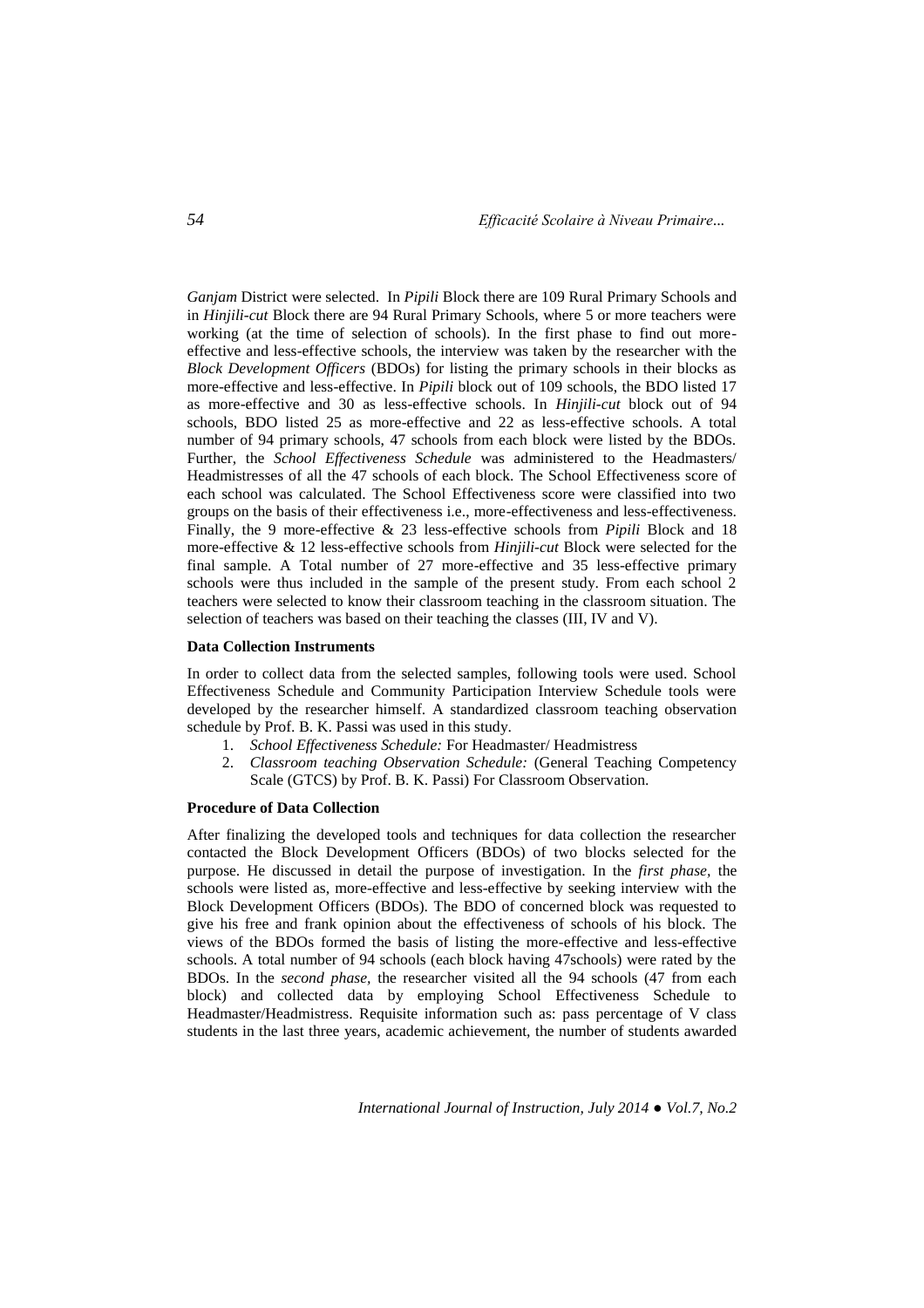*Ganjam* District were selected. In *Pipili* Block there are 109 Rural Primary Schools and in *Hinjili-cut* Block there are 94 Rural Primary Schools, where 5 or more teachers were working (at the time of selection of schools). In the first phase to find out more-effective and less-effective schools, the interview was taken by the researcher with the *Block Development Officers* (BDOs) for listing the primary schools in their blocks as more-effective and less-effective. In *Pipili* block out of 109 schools, the BDO listed 17 as more-effective and 30 as less-effective schools. In *Hinjili-cut* block out of 94 schools, BDO listed 25 as more-effective and 22 as less-effective schools. A total number of 94 primary schools, 47 schools from each block were listed by the BDOs. Further, the *School Effectiveness Schedule* was administered to the Headmasters/ Headmistresses of all the 47 schools of each block. The School Effectiveness score of each school was calculated. The School Effectiveness score were classified into two groups on the basis of their effectiveness i.e., more-effectiveness and less-effectiveness. Finally, the 9 more-effective & 23 less-effective schools from *Pipili* Block and 18 more-effective & 12 less-effective schools from *Hinjili-cut* Block were selected for the final sample. A Total number of 27 more-effective and 35 less-effective primary schools were thus included in the sample of the present study. From each school 2 teachers were selected to know their classroom teaching in the classroom situation. The selection of teachers was based on their teaching the classes (III, IV and V).

**Data Collection Instruments**

In order to collect data from the selected samples, following tools were used. School Effectiveness Schedule and Community Participation Interview Schedule tools were developed by the researcher himself. A standardized classroom teaching observation schedule by Prof. B. K. Passi was used in this study.

1. *School Effectiveness Schedule:* For Headmaster/ Headmistress
2. *Classroom teaching Observation Schedule:* (General Teaching Competency Scale (GTCS) by Prof. B. K. Passi) For Classroom Observation.

**Procedure of Data Collection**

After finalizing the developed tools and techniques for data collection the researcher contacted the Block Development Officers (BDOs) of two blocks selected for the purpose. He discussed in detail the purpose of investigation. In the *first phase*, the schools were listed as, more-effective and less-effective by seeking interview with the Block Development Officers (BDOs). The BDO of concerned block was requested to give his free and frank opinion about the effectiveness of schools of his block. The views of the BDOs formed the basis of listing the more-effective and less-effective schools. A total number of 94 schools (each block having 47schools) were rated by the BDOs. In the *second phase*, the researcher visited all the 94 schools (47 from each block) and collected data by employing School Effectiveness Schedule to Headmaster/Headmistress. Requisite information such as: pass percentage of V class students in the last three years, academic achievement, the number of students awarded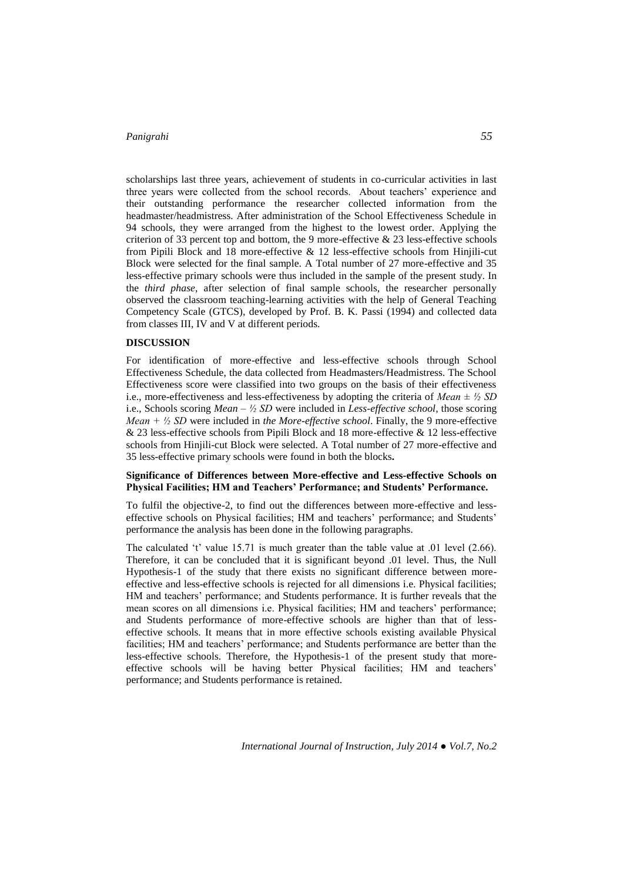scholarships last three years, achievement of students in co-curricular activities in last three years were collected from the school records. About teachers' experience and their outstanding performance the researcher collected information from the headmaster/headmistress. After administration of the School Effectiveness Schedule in 94 schools, they were arranged from the highest to the lowest order. Applying the criterion of 33 percent top and bottom, the 9 more-effective & 23 less-effective schools from Pipili Block and 18 more-effective & 12 less-effective schools from Hinjili-cut Block were selected for the final sample. A Total number of 27 more-effective and 35 less-effective primary schools were thus included in the sample of the present study. In the *third phase*, after selection of final sample schools, the researcher personally observed the classroom teaching-learning activities with the help of General Teaching Competency Scale (GTCS), developed by Prof. B. K. Passi (1994) and collected data from classes III, IV and V at different periods.

## DISCUSSION

For identification of more-effective and less-effective schools through School Effectiveness Schedule, the data collected from Headmasters/Headmistress. The School Effectiveness score were classified into two groups on the basis of their effectiveness i.e., more-effectiveness and less-effectiveness by adopting the criteria of *Mean ± ½ SD* i.e., Schools scoring *Mean – ½ SD* were included in *Less-effective school*, those scoring *Mean + ½ SD* were included in *the More-effective school*. Finally, the 9 more-effective & 23 less-effective schools from Pipili Block and 18 more-effective & 12 less-effective schools from Hinjili-cut Block were selected. A Total number of 27 more-effective and 35 less-effective primary schools were found in both the blocks**.**

### Significance of Differences between More-effective and Less-effective Schools on Physical Facilities; HM and Teachers' Performance; and Students' Performance.

To fulfil the objective-2, to find out the differences between more-effective and less-effective schools on Physical facilities; HM and teachers' performance; and Students' performance the analysis has been done in the following paragraphs.

The calculated 't' value 15.71 is much greater than the table value at .01 level (2.66). Therefore, it can be concluded that it is significant beyond .01 level. Thus, the Null Hypothesis-1 of the study that there exists no significant difference between more-effective and less-effective schools is rejected for all dimensions i.e. Physical facilities; HM and teachers' performance; and Students performance. It is further reveals that the mean scores on all dimensions i.e. Physical facilities; HM and teachers' performance; and Students performance of more-effective schools are higher than that of less-effective schools. It means that in more effective schools existing available Physical facilities; HM and teachers' performance; and Students performance are better than the less-effective schools. Therefore, the Hypothesis-1 of the present study that more-effective schools will be having better Physical facilities; HM and teachers' performance; and Students performance is retained.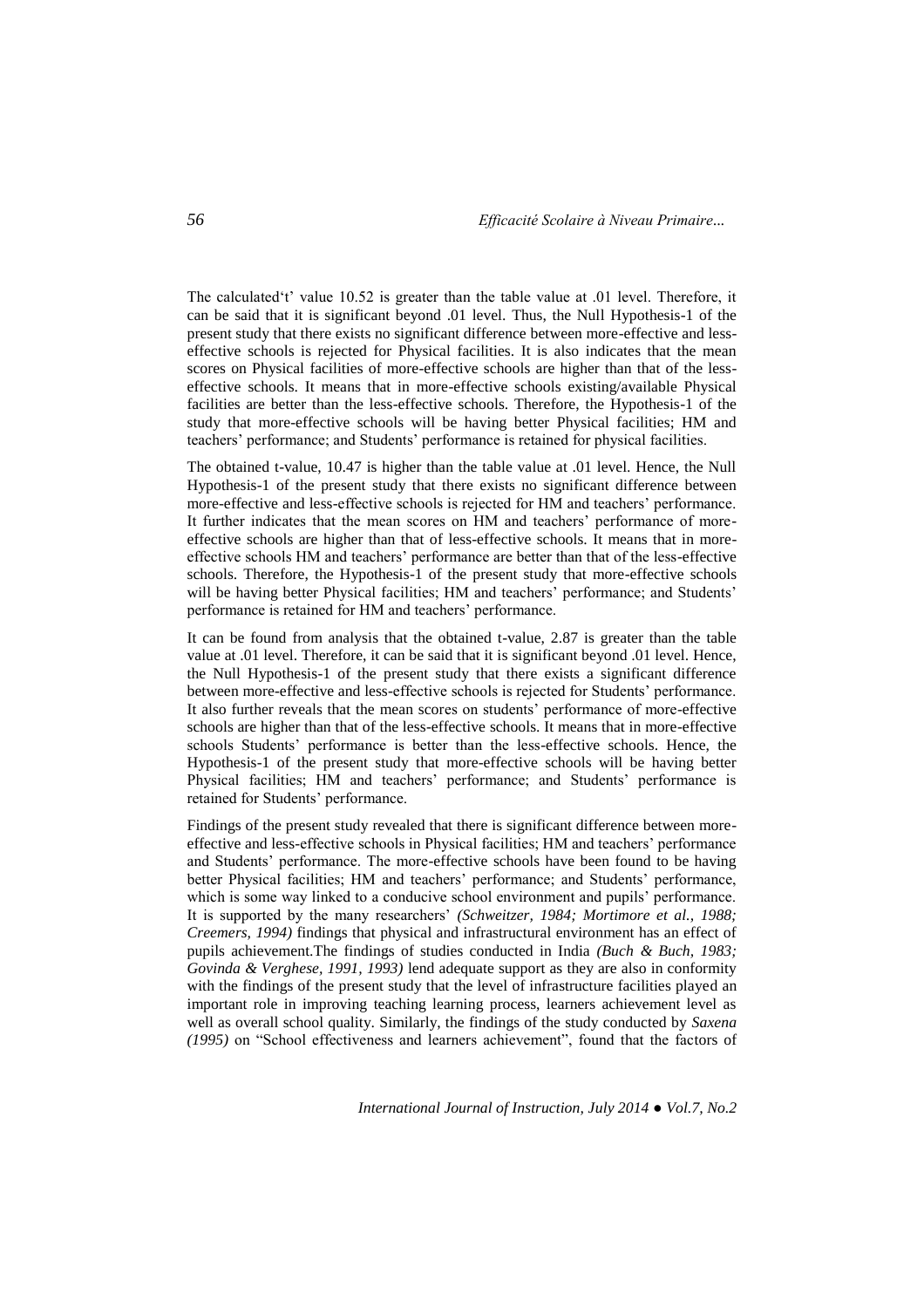The calculated't' value 10.52 is greater than the table value at .01 level. Therefore, it can be said that it is significant beyond .01 level. Thus, the Null Hypothesis-1 of the present study that there exists no significant difference between more-effective and less-effective schools is rejected for Physical facilities. It is also indicates that the mean scores on Physical facilities of more-effective schools are higher than that of the less-effective schools. It means that in more-effective schools existing/available Physical facilities are better than the less-effective schools. Therefore, the Hypothesis-1 of the study that more-effective schools will be having better Physical facilities; HM and teachers' performance; and Students' performance is retained for physical facilities.

The obtained t-value, 10.47 is higher than the table value at .01 level. Hence, the Null Hypothesis-1 of the present study that there exists no significant difference between more-effective and less-effective schools is rejected for HM and teachers' performance. It further indicates that the mean scores on HM and teachers' performance of more-effective schools are higher than that of less-effective schools. It means that in more-effective schools HM and teachers' performance are better than that of the less-effective schools. Therefore, the Hypothesis-1 of the present study that more-effective schools will be having better Physical facilities; HM and teachers' performance; and Students' performance is retained for HM and teachers' performance.

It can be found from analysis that the obtained t-value, 2.87 is greater than the table value at .01 level. Therefore, it can be said that it is significant beyond .01 level. Hence, the Null Hypothesis-1 of the present study that there exists a significant difference between more-effective and less-effective schools is rejected for Students' performance. It also further reveals that the mean scores on students' performance of more-effective schools are higher than that of the less-effective schools. It means that in more-effective schools Students' performance is better than the less-effective schools. Hence, the Hypothesis-1 of the present study that more-effective schools will be having better Physical facilities; HM and teachers' performance; and Students' performance is retained for Students' performance.

Findings of the present study revealed that there is significant difference between more-effective and less-effective schools in Physical facilities; HM and teachers' performance and Students' performance. The more-effective schools have been found to be having better Physical facilities; HM and teachers' performance; and Students' performance, which is some way linked to a conducive school environment and pupils' performance. It is supported by the many researchers' *(Schweitzer, 1984; Mortimore et al., 1988; Creemers, 1994)* findings that physical and infrastructural environment has an effect of pupils achievement.The findings of studies conducted in India *(Buch & Buch, 1983; Govinda & Verghese, 1991, 1993)* lend adequate support as they are also in conformity with the findings of the present study that the level of infrastructure facilities played an important role in improving teaching learning process, learners achievement level as well as overall school quality. Similarly, the findings of the study conducted by *Saxena (1995)* on "School effectiveness and learners achievement", found that the factors of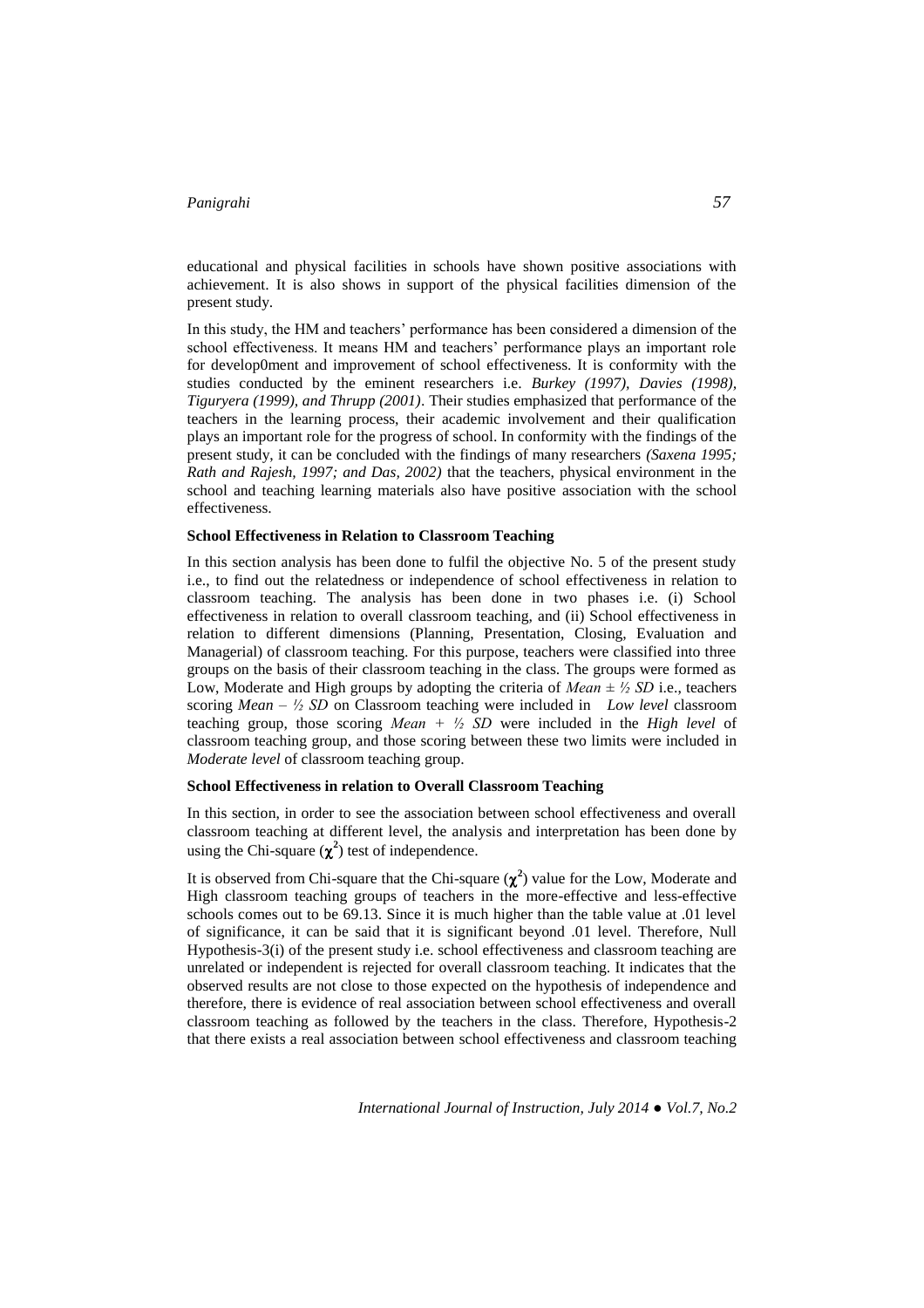educational and physical facilities in schools have shown positive associations with achievement. It is also shows in support of the physical facilities dimension of the present study.

In this study, the HM and teachers' performance has been considered a dimension of the school effectiveness. It means HM and teachers' performance plays an important role for develop0ment and improvement of school effectiveness. It is conformity with the studies conducted by the eminent researchers i.e. *Burkey (1997), Davies (1998), Tiguryera (1999), and Thrupp (2001)*. Their studies emphasized that performance of the teachers in the learning process, their academic involvement and their qualification plays an important role for the progress of school. In conformity with the findings of the present study, it can be concluded with the findings of many researchers *(Saxena 1995; Rath and Rajesh, 1997; and Das, 2002)* that the teachers, physical environment in the school and teaching learning materials also have positive association with the school effectiveness.

### School Effectiveness in Relation to Classroom Teaching

In this section analysis has been done to fulfil the objective No. 5 of the present study i.e., to find out the relatedness or independence of school effectiveness in relation to classroom teaching. The analysis has been done in two phases i.e. (i) School effectiveness in relation to overall classroom teaching, and (ii) School effectiveness in relation to different dimensions (Planning, Presentation, Closing, Evaluation and Managerial) of classroom teaching. For this purpose, teachers were classified into three groups on the basis of their classroom teaching in the class. The groups were formed as Low, Moderate and High groups by adopting the criteria of *Mean ± ½ SD* i.e., teachers scoring *Mean – ½ SD* on Classroom teaching were included in *Low level* classroom teaching group, those scoring *Mean + ½ SD* were included in the *High level* of classroom teaching group, and those scoring between these two limits were included in *Moderate level* of classroom teaching group.

### School Effectiveness in relation to Overall Classroom Teaching

In this section, in order to see the association between school effectiveness and overall classroom teaching at different level, the analysis and interpretation has been done by using the Chi-square ($\chi^2$) test of independence.

It is observed from Chi-square that the Chi-square ($\chi^2$) value for the Low, Moderate and High classroom teaching groups of teachers in the more-effective and less-effective schools comes out to be 69.13. Since it is much higher than the table value at .01 level of significance, it can be said that it is significant beyond .01 level. Therefore, Null Hypothesis-3(i) of the present study i.e. school effectiveness and classroom teaching are unrelated or independent is rejected for overall classroom teaching. It indicates that the observed results are not close to those expected on the hypothesis of independence and therefore, there is evidence of real association between school effectiveness and overall classroom teaching as followed by the teachers in the class. Therefore, Hypothesis-2 that there exists a real association between school effectiveness and classroom teaching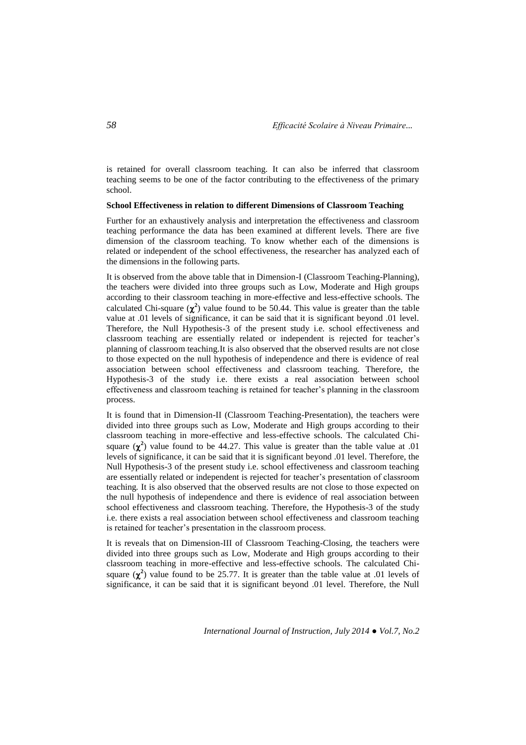is retained for overall classroom teaching. It can also be inferred that classroom teaching seems to be one of the factor contributing to the effectiveness of the primary school.

**School Effectiveness in relation to different Dimensions of Classroom Teaching**

Further for an exhaustively analysis and interpretation the effectiveness and classroom teaching performance the data has been examined at different levels. There are five dimension of the classroom teaching. To know whether each of the dimensions is related or independent of the school effectiveness, the researcher has analyzed each of the dimensions in the following parts.

It is observed from the above table that in Dimension-I (Classroom Teaching-Planning), the teachers were divided into three groups such as Low, Moderate and High groups according to their classroom teaching in more-effective and less-effective schools. The calculated Chi-square ($\chi^2$) value found to be 50.44. This value is greater than the table value at .01 levels of significance, it can be said that it is significant beyond .01 level. Therefore, the Null Hypothesis-3 of the present study i.e. school effectiveness and classroom teaching are essentially related or independent is rejected for teacher's planning of classroom teaching.It is also observed that the observed results are not close to those expected on the null hypothesis of independence and there is evidence of real association between school effectiveness and classroom teaching. Therefore, the Hypothesis-3 of the study i.e. there exists a real association between school effectiveness and classroom teaching is retained for teacher's planning in the classroom process.

It is found that in Dimension-II (Classroom Teaching-Presentation), the teachers were divided into three groups such as Low, Moderate and High groups according to their classroom teaching in more-effective and less-effective schools. The calculated Chi-square ($\chi^2$) value found to be 44.27. This value is greater than the table value at .01 levels of significance, it can be said that it is significant beyond .01 level. Therefore, the Null Hypothesis-3 of the present study i.e. school effectiveness and classroom teaching are essentially related or independent is rejected for teacher's presentation of classroom teaching. It is also observed that the observed results are not close to those expected on the null hypothesis of independence and there is evidence of real association between school effectiveness and classroom teaching. Therefore, the Hypothesis-3 of the study i.e. there exists a real association between school effectiveness and classroom teaching is retained for teacher's presentation in the classroom process.

It is reveals that on Dimension-III of Classroom Teaching-Closing, the teachers were divided into three groups such as Low, Moderate and High groups according to their classroom teaching in more-effective and less-effective schools. The calculated Chi-square ($\chi^2$) value found to be 25.77. It is greater than the table value at .01 levels of significance, it can be said that it is significant beyond .01 level. Therefore, the Null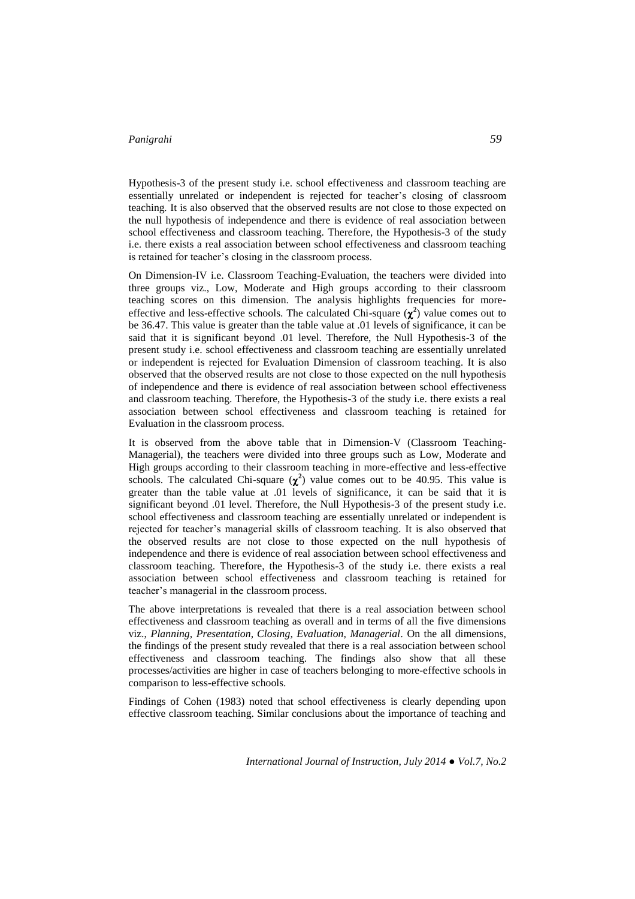Hypothesis-3 of the present study i.e. school effectiveness and classroom teaching are essentially unrelated or independent is rejected for teacher's closing of classroom teaching. It is also observed that the observed results are not close to those expected on the null hypothesis of independence and there is evidence of real association between school effectiveness and classroom teaching. Therefore, the Hypothesis-3 of the study i.e. there exists a real association between school effectiveness and classroom teaching is retained for teacher's closing in the classroom process.

On Dimension-IV i.e. Classroom Teaching-Evaluation, the teachers were divided into three groups viz., Low, Moderate and High groups according to their classroom teaching scores on this dimension. The analysis highlights frequencies for more-effective and less-effective schools. The calculated Chi-square ($\chi^2$) value comes out to be 36.47. This value is greater than the table value at .01 levels of significance, it can be said that it is significant beyond .01 level. Therefore, the Null Hypothesis-3 of the present study i.e. school effectiveness and classroom teaching are essentially unrelated or independent is rejected for Evaluation Dimension of classroom teaching. It is also observed that the observed results are not close to those expected on the null hypothesis of independence and there is evidence of real association between school effectiveness and classroom teaching. Therefore, the Hypothesis-3 of the study i.e. there exists a real association between school effectiveness and classroom teaching is retained for Evaluation in the classroom process.

It is observed from the above table that in Dimension-V (Classroom Teaching-Managerial), the teachers were divided into three groups such as Low, Moderate and High groups according to their classroom teaching in more-effective and less-effective schools. The calculated Chi-square ($\chi^2$) value comes out to be 40.95. This value is greater than the table value at .01 levels of significance, it can be said that it is significant beyond .01 level. Therefore, the Null Hypothesis-3 of the present study i.e. school effectiveness and classroom teaching are essentially unrelated or independent is rejected for teacher's managerial skills of classroom teaching. It is also observed that the observed results are not close to those expected on the null hypothesis of independence and there is evidence of real association between school effectiveness and classroom teaching. Therefore, the Hypothesis-3 of the study i.e. there exists a real association between school effectiveness and classroom teaching is retained for teacher's managerial in the classroom process.

The above interpretations is revealed that there is a real association between school effectiveness and classroom teaching as overall and in terms of all the five dimensions viz., *Planning, Presentation, Closing, Evaluation, Managerial*. On the all dimensions, the findings of the present study revealed that there is a real association between school effectiveness and classroom teaching. The findings also show that all these processes/activities are higher in case of teachers belonging to more-effective schools in comparison to less-effective schools.

Findings of Cohen (1983) noted that school effectiveness is clearly depending upon effective classroom teaching. Similar conclusions about the importance of teaching and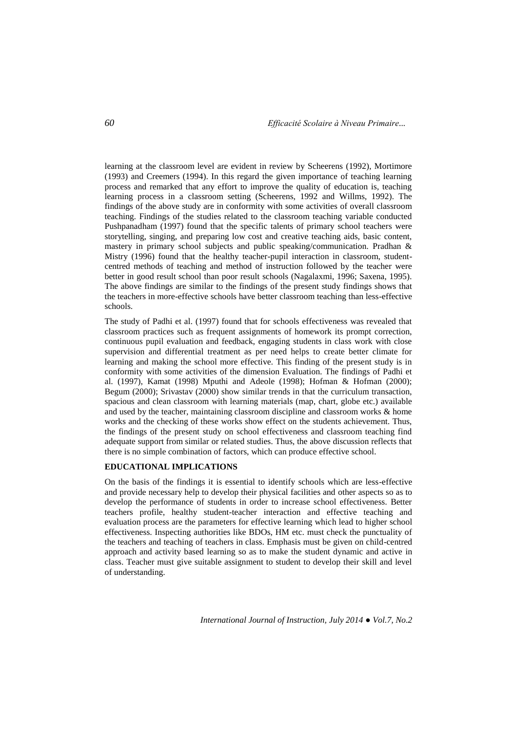learning at the classroom level are evident in review by Scheerens (1992), Mortimore (1993) and Creemers (1994). In this regard the given importance of teaching learning process and remarked that any effort to improve the quality of education is, teaching learning process in a classroom setting (Scheerens, 1992 and Willms, 1992). The findings of the above study are in conformity with some activities of overall classroom teaching. Findings of the studies related to the classroom teaching variable conducted Pushpanadham (1997) found that the specific talents of primary school teachers were storytelling, singing, and preparing low cost and creative teaching aids, basic content, mastery in primary school subjects and public speaking/communication. Pradhan & Mistry (1996) found that the healthy teacher-pupil interaction in classroom, student-centred methods of teaching and method of instruction followed by the teacher were better in good result school than poor result schools (Nagalaxmi, 1996; Saxena, 1995). The above findings are similar to the findings of the present study findings shows that the teachers in more-effective schools have better classroom teaching than less-effective schools.

The study of Padhi et al. (1997) found that for schools effectiveness was revealed that classroom practices such as frequent assignments of homework its prompt correction, continuous pupil evaluation and feedback, engaging students in class work with close supervision and differential treatment as per need helps to create better climate for learning and making the school more effective. This finding of the present study is in conformity with some activities of the dimension Evaluation. The findings of Padhi et al. (1997), Kamat (1998) Mputhi and Adeole (1998); Hofman & Hofman (2000); Begum (2000); Srivastav (2000) show similar trends in that the curriculum transaction, spacious and clean classroom with learning materials (map, chart, globe etc.) available and used by the teacher, maintaining classroom discipline and classroom works & home works and the checking of these works show effect on the students achievement. Thus, the findings of the present study on school effectiveness and classroom teaching find adequate support from similar or related studies. Thus, the above discussion reflects that there is no simple combination of factors, which can produce effective school.

## EDUCATIONAL IMPLICATIONS

On the basis of the findings it is essential to identify schools which are less-effective and provide necessary help to develop their physical facilities and other aspects so as to develop the performance of students in order to increase school effectiveness. Better teachers profile, healthy student-teacher interaction and effective teaching and evaluation process are the parameters for effective learning which lead to higher school effectiveness. Inspecting authorities like BDOs, HM etc. must check the punctuality of the teachers and teaching of teachers in class. Emphasis must be given on child-centred approach and activity based learning so as to make the student dynamic and active in class. Teacher must give suitable assignment to student to develop their skill and level of understanding.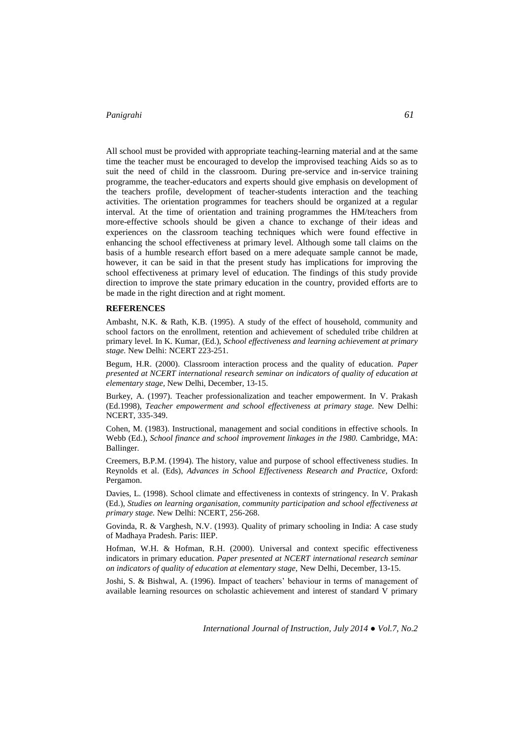All school must be provided with appropriate teaching-learning material and at the same time the teacher must be encouraged to develop the improvised teaching Aids so as to suit the need of child in the classroom. During pre-service and in-service training programme, the teacher-educators and experts should give emphasis on development of the teachers profile, development of teacher-students interaction and the teaching activities. The orientation programmes for teachers should be organized at a regular interval. At the time of orientation and training programmes the HM/teachers from more-effective schools should be given a chance to exchange of their ideas and experiences on the classroom teaching techniques which were found effective in enhancing the school effectiveness at primary level. Although some tall claims on the basis of a humble research effort based on a mere adequate sample cannot be made, however, it can be said in that the present study has implications for improving the school effectiveness at primary level of education. The findings of this study provide direction to improve the state primary education in the country, provided efforts are to be made in the right direction and at right moment.

## REFERENCES

Ambasht, N.K. & Rath, K.B. (1995). A study of the effect of household, community and school factors on the enrollment, retention and achievement of scheduled tribe children at primary level. In K. Kumar, (Ed.), *School effectiveness and learning achievement at primary stage.* New Delhi: NCERT 223-251.

Begum, H.R. (2000). Classroom interaction process and the quality of education. *Paper presented at NCERT international research seminar on indicators of quality of education at elementary stage,* New Delhi, December, 13-15.

Burkey, A. (1997). Teacher professionalization and teacher empowerment. In V. Prakash (Ed.1998), *Teacher empowerment and school effectiveness at primary stage.* New Delhi: NCERT, 335-349.

Cohen, M. (1983). Instructional, management and social conditions in effective schools. In Webb (Ed.), *School finance and school improvement linkages in the 1980.* Cambridge, MA: Ballinger.

Creemers, B.P.M. (1994). The history, value and purpose of school effectiveness studies. In Reynolds et al. (Eds), *Advances in School Effectiveness Research and Practice,* Oxford: Pergamon.

Davies, L. (1998). School climate and effectiveness in contexts of stringency. In V. Prakash (Ed.), *Studies on learning organisation, community participation and school effectiveness at primary stage.* New Delhi: NCERT, 256-268.

Govinda, R. & Varghesh, N.V. (1993). Quality of primary schooling in India: A case study of Madhaya Pradesh. Paris: IIEP.

Hofman, W.H. & Hofman, R.H. (2000). Universal and context specific effectiveness indicators in primary education. *Paper presented at NCERT international research seminar on indicators of quality of education at elementary stage,* New Delhi, December, 13-15.

Joshi, S. & Bishwal, A. (1996). Impact of teachers' behaviour in terms of management of available learning resources on scholastic achievement and interest of standard V primary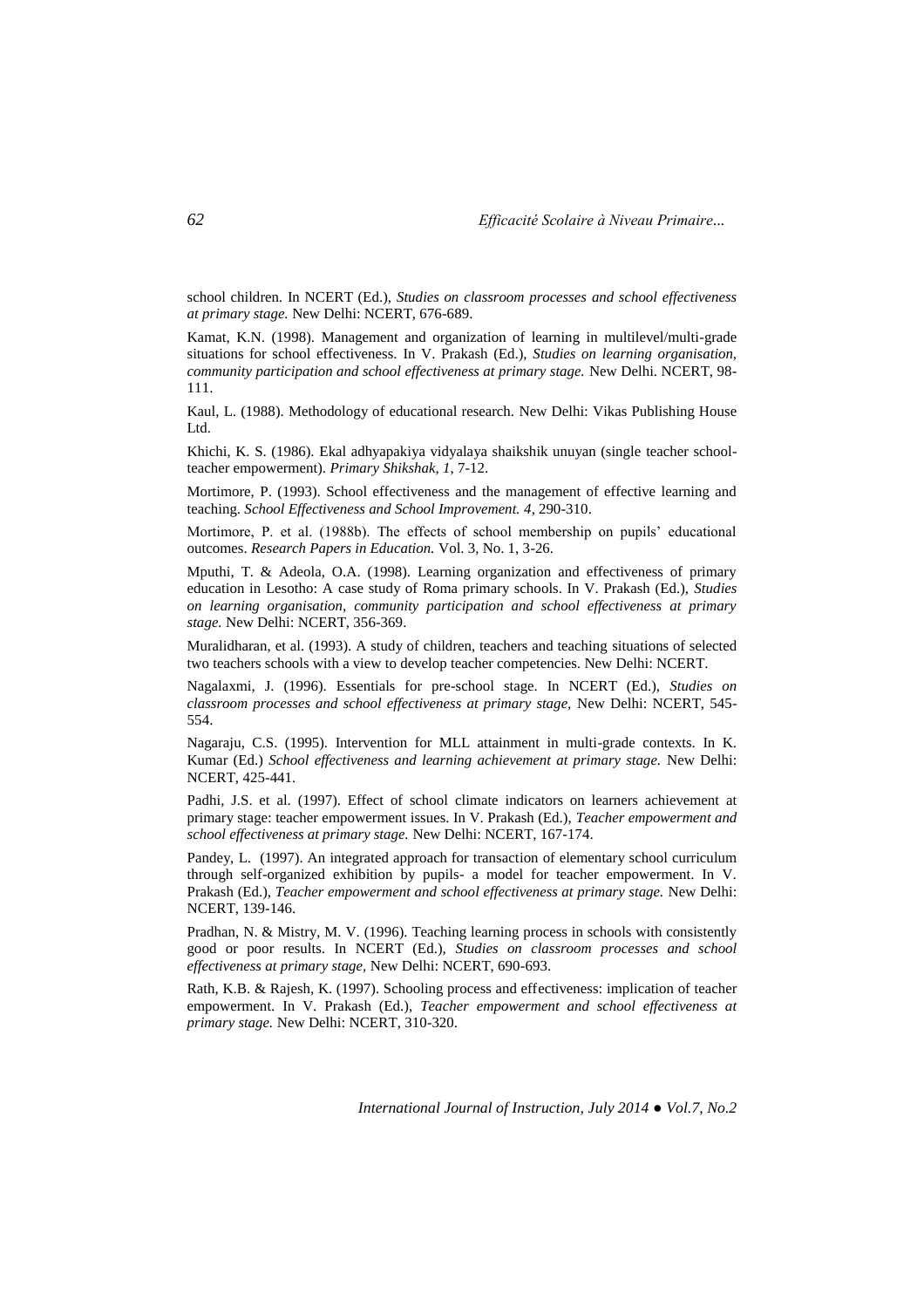school children. In NCERT (Ed.), *Studies on classroom processes and school effectiveness at primary stage.* New Delhi: NCERT, 676-689.

Kamat, K.N. (1998). Management and organization of learning in multilevel/multi-grade situations for school effectiveness. In V. Prakash (Ed.), *Studies on learning organisation, community participation and school effectiveness at primary stage.* New Delhi. NCERT, 98-111.

Kaul, L. (1988). Methodology of educational research. New Delhi: Vikas Publishing House Ltd.

Khichi, K. S. (1986). Ekal adhyapakiya vidyalaya shaikshik unuyan (single teacher school-teacher empowerment). *Primary Shikshak, 1*, 7-12.

Mortimore, P. (1993). School effectiveness and the management of effective learning and teaching. *School Effectiveness and School Improvement. 4*, 290-310.

Mortimore, P. et al. (1988b). The effects of school membership on pupils' educational outcomes. *Research Papers in Education.* Vol. 3, No. 1, 3-26.

Mputhi, T. & Adeola, O.A. (1998). Learning organization and effectiveness of primary education in Lesotho: A case study of Roma primary schools. In V. Prakash (Ed.), *Studies on learning organisation, community participation and school effectiveness at primary stage.* New Delhi: NCERT, 356-369.

Muralidharan, et al. (1993). A study of children, teachers and teaching situations of selected two teachers schools with a view to develop teacher competencies. New Delhi: NCERT.

Nagalaxmi, J. (1996). Essentials for pre-school stage. In NCERT (Ed.), *Studies on classroom processes and school effectiveness at primary stage,* New Delhi: NCERT, 545-554.

Nagaraju, C.S. (1995). Intervention for MLL attainment in multi-grade contexts. In K. Kumar (Ed.) *School effectiveness and learning achievement at primary stage.* New Delhi: NCERT, 425-441.

Padhi, J.S. et al. (1997). Effect of school climate indicators on learners achievement at primary stage: teacher empowerment issues. In V. Prakash (Ed.), *Teacher empowerment and school effectiveness at primary stage.* New Delhi: NCERT, 167-174.

Pandey, L. (1997). An integrated approach for transaction of elementary school curriculum through self-organized exhibition by pupils- a model for teacher empowerment. In V. Prakash (Ed.), *Teacher empowerment and school effectiveness at primary stage.* New Delhi: NCERT, 139-146.

Pradhan, N. & Mistry, M. V. (1996). Teaching learning process in schools with consistently good or poor results. In NCERT (Ed.), *Studies on classroom processes and school effectiveness at primary stage,* New Delhi: NCERT, 690-693.

Rath, K.B. & Rajesh, K. (1997). Schooling process and effectiveness: implication of teacher empowerment. In V. Prakash (Ed.), *Teacher empowerment and school effectiveness at primary stage.* New Delhi: NCERT, 310-320.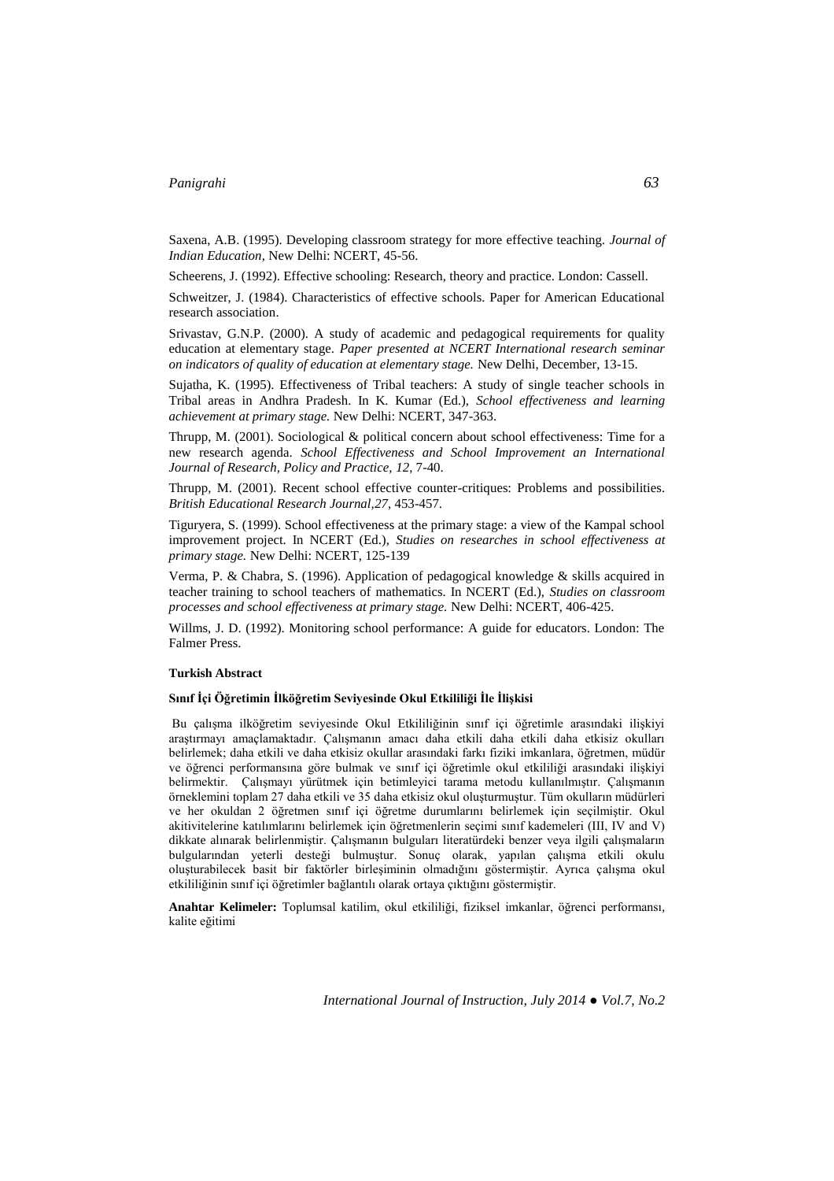Saxena, A.B. (1995). Developing classroom strategy for more effective teaching. *Journal of Indian Education*, New Delhi: NCERT, 45-56.

Scheerens, J. (1992). Effective schooling: Research, theory and practice. London: Cassell.

Schweitzer, J. (1984). Characteristics of effective schools. Paper for American Educational research association.

Srivastav, G.N.P. (2000). A study of academic and pedagogical requirements for quality education at elementary stage. *Paper presented at NCERT International research seminar on indicators of quality of education at elementary stage.* New Delhi, December, 13-15.

Sujatha, K. (1995). Effectiveness of Tribal teachers: A study of single teacher schools in Tribal areas in Andhra Pradesh. In K. Kumar (Ed.), *School effectiveness and learning achievement at primary stage.* New Delhi: NCERT, 347-363.

Thrupp, M. (2001). Sociological & political concern about school effectiveness: Time for a new research agenda. *School Effectiveness and School Improvement an International Journal of Research, Policy and Practice, 12*, 7-40.

Thrupp, M. (2001). Recent school effective counter-critiques: Problems and possibilities. *British Educational Research Journal,27*, 453-457.

Tiguryera, S. (1999). School effectiveness at the primary stage: a view of the Kampal school improvement project. In NCERT (Ed.), *Studies on researches in school effectiveness at primary stage.* New Delhi: NCERT, 125-139

Verma, P. & Chabra, S. (1996). Application of pedagogical knowledge & skills acquired in teacher training to school teachers of mathematics. In NCERT (Ed.), *Studies on classroom processes and school effectiveness at primary stage.* New Delhi: NCERT, 406-425.

Willms, J. D. (1992). Monitoring school performance: A guide for educators. London: The Falmer Press.

**Turkish Abstract**

**Sınıf İçi Öğretimin İlköğretim Seviyesinde Okul Etkililiği İle İlişkisi**

Bu çalışma ilköğretim seviyesinde Okul Etkililiğinin sınıf içi öğretimle arasındaki ilişkiyi araştırmayı amaçlamaktadır. Çalışmanın amacı daha etkili daha etkili daha etkisiz okulları belirlemek; daha etkili ve daha etkisiz okullar arasındaki farkı fiziki imkanlara, öğretmen, müdür ve öğrenci performansına göre bulmak ve sınıf içi öğretimle okul etkililiği arasındaki ilişkiyi belirmektir. Çalışmayı yürütmek için betimleyici tarama metodu kullanılmıştır. Çalışmanın örneklemini toplam 27 daha etkili ve 35 daha etkisiz okul oluşturmuştur. Tüm okulların müdürleri ve her okuldan 2 öğretmen sınıf içi öğretme durumlarını belirlemek için seçilmiştir. Okul akitivitelerine katılımlarını belirlemek için öğretmenlerin seçimi sınıf kademeleri (III, IV and V) dikkate alınarak belirlenmiştir. Çalışmanın bulguları literatürdeki benzer veya ilgili çalışmaların bulgularından yeterli desteği bulmuştur. Sonuç olarak, yapılan çalışma etkili okulu oluşturabilecek basit bir faktörler birleşiminin olmadığını göstermiştir. Ayrıca çalışma okul etkililiğinin sınıf içi öğretimler bağlantılı olarak ortaya çıktığını göstermiştir.

**Anahtar Kelimeler:** Toplumsal katilim, okul etkililiği, fiziksel imkanlar, öğrenci performansı, kalite eğitimi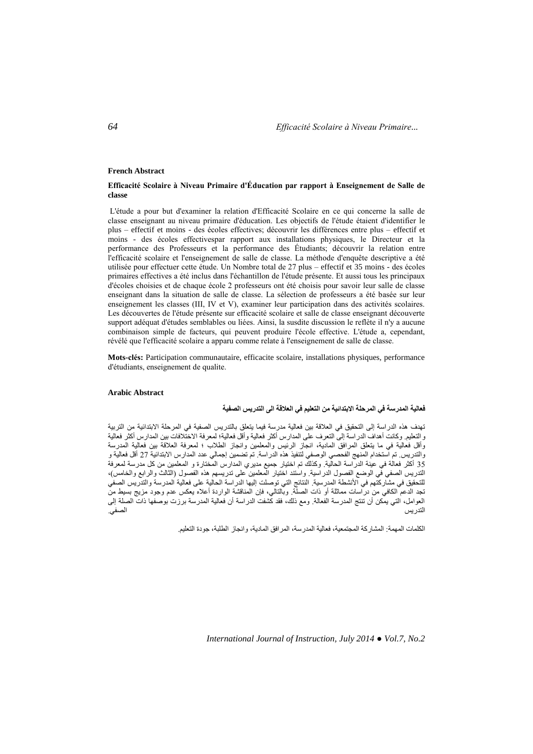**French Abstract**

**Efficacité Scolaire à Niveau Primaire d'Éducation par rapport à Enseignement de Salle de classe**

L'étude a pour but d'examiner la relation d'Efficacité Scolaire en ce qui concerne la salle de classe enseignant au niveau primaire d'éducation. Les objectifs de l'étude étaient d'identifier le plus – effectif et moins - des écoles effectives; découvrir les différences entre plus – effectif et moins - des écoles effectivespar rapport aux installations physiques, le Directeur et la performance des Professeurs et la performance des Étudiants; découvrir la relation entre l'efficacité scolaire et l'enseignement de salle de classe. La méthode d'enquête descriptive a été utilisée pour effectuer cette étude. Un Nombre total de 27 plus – effectif et 35 moins - des écoles primaires effectives a été inclus dans l'échantillon de l'étude présente. Et aussi tous les principaux d'écoles choisies et de chaque école 2 professeurs ont été choisis pour savoir leur salle de classe enseignant dans la situation de salle de classe. La sélection de professeurs a été basée sur leur enseignement les classes (III, IV et V), examiner leur participation dans des activités scolaires. Les découvertes de l'étude présente sur efficacité scolaire et salle de classe enseignant découverte support adéquat d'études semblables ou liées. Ainsi, la susdite discussion le reflète il n'y a aucune combinaison simple de facteurs, qui peuvent produire l'école effective. L'étude a, cependant, révélé que l'efficacité scolaire a apparu comme relate à l'enseignement de salle de classe.

**Mots-clés:** Participation communautaire, efficacite scolaire, installations physiques, performance d'étudiants, enseignement de qualite.

**Arabic Abstract**

**فعالية المدرسة في المرحلة الابتدائية من التعليم في العلاقة الى التدريس الصفية**

تهدف هذه الدراسة إلى التحقيق في العلاقة بين فعالية مدرسة فيما يتعلق بالتدريس الصفية في المرحلة الابتدائية من التربية والتعليم. وكانت أهداف الدراسة إلى التعرف على المدارس أكثر فعالية وأقل فعالية؛ لمعرفة الاختلافات بين المدارس أكثر فعالية وأقل فعالية في ما يتعلق المرافق المادية، انجاز الرئيس والمعلمين وانجاز الطلاب ؛ لمعرفة العلاقة بين فعالية المدرسة والتدريس. تم استخدام المنهج الفحصي الوصفي لتنفيذ هذه الدراسة. تم تضمين إجمالي عدد المدارس الابتدائية 27 أقل فعالية و 35 أكثر فعالة في عينة الدراسة الحالية. وكذلك تم اختيار جميع مديري المدارس المختارة و المعلمين من كل مدرسة لمعرفة التدريس الصفي في الوضع الفصول الدراسية. واستند اختيار المعلمين على تدريسهم هذه الفصول (الثالث والرابع والخامس)، للتحقيق في مشاركتهم في الأنشطة المدرسية. النتائج التي توصلت إليها الدراسة الحالية على فعالية المدرسة والتدريس الصفي تجد الدعم الكافي من دراسات مماثلة أو ذات الصلة. وبالتالي، فإن المناقشة الواردة أعلاه يعكس عدم وجود مزيج بسيط من العوامل، التي يمكن أن تنتج المدرسة الفعالة. ومع ذلك، فقد كشفت الدراسة أن فعالية المدرسة برزت بوصفها ذات الصلة إلى التدريس الصفي.

الكلمات المهمة: المشاركة المجتمعية، فعالية المدرسة، المرافق المادية، وانجاز الطلبة، جودة التعليم.